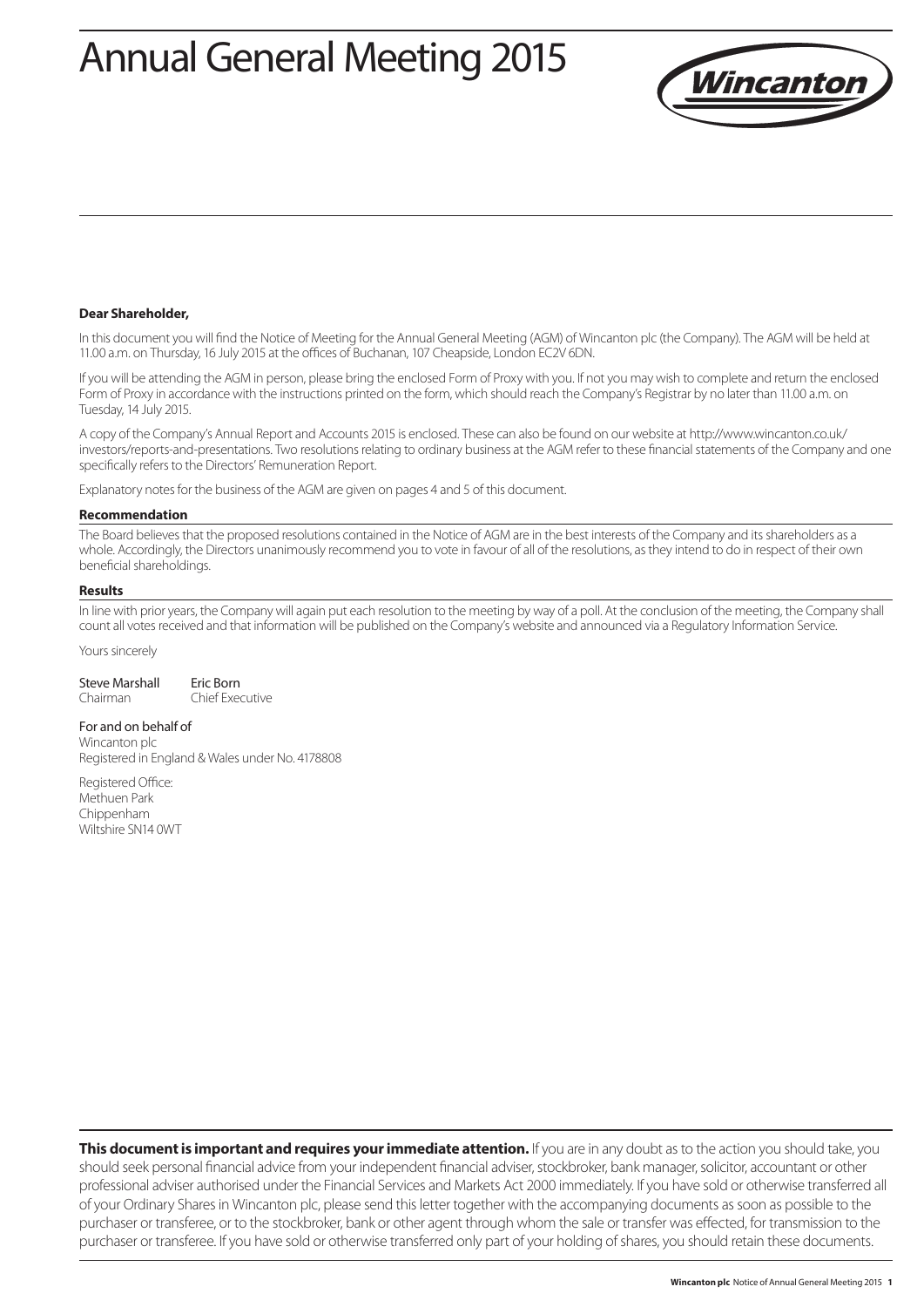# Annual General Meeting 2015

**Dear Shareholder,**

In this document you will find the Notice of Meeting for the Annual General Meeting (AGM) of Wincanton plc (the Company). The AGM will be held at 11.00 a.m. on Thursday, 16 July 2015 at the offices of Buchanan, 107 Cheapside, London EC2V 6DN.

If you will be attending the AGM in person, please bring the enclosed Form of Proxy with you. If not you may wish to complete and return the enclosed Form of Proxy in accordance with the instructions printed on the form, which should reach the Company's Registrar by no later than 11.00 a.m. on Tuesday, 14 July 2015.

A copy of the Company's Annual Report and Accounts 2015 is enclosed. These can also be found on our website at http://www.wincanton.co.uk/investors/reports-and-presentations. Two resolutions relating to ordinary business at the AGM refer to these financial statements of the Company and one specifically refers to the Directors' Remuneration Report.

Explanatory notes for the business of the AGM are given on pages 4 and 5 of this document.

**Recommendation**

The Board believes that the proposed resolutions contained in the Notice of AGM are in the best interests of the Company and its shareholders as a whole. Accordingly, the Directors unanimously recommend you to vote in favour of all of the resolutions, as they intend to do in respect of their own beneficial shareholdings.

**Results**

In line with prior years, the Company will again put each resolution to the meeting by way of a poll. At the conclusion of the meeting, the Company shall count all votes received and that information will be published on the Company's website and announced via a Regulatory Information Service.

Yours sincerely

Steve Marshall
Chairman

Eric Born
Chief Executive

For and on behalf of
Wincanton plc
Registered in England & Wales under No. 4178808

Registered Office:
Methuen Park
Chippenham
Wiltshire SN14 0WT

**This document is important and requires your immediate attention.** If you are in any doubt as to the action you should take, you should seek personal financial advice from your independent financial adviser, stockbroker, bank manager, solicitor, accountant or other professional adviser authorised under the Financial Services and Markets Act 2000 immediately. If you have sold or otherwise transferred all of your Ordinary Shares in Wincanton plc, please send this letter together with the accompanying documents as soon as possible to the purchaser or transferee, or to the stockbroker, bank or other agent through whom the sale or transfer was effected, for transmission to the purchaser or transferee. If you have sold or otherwise transferred only part of your holding of shares, you should retain these documents.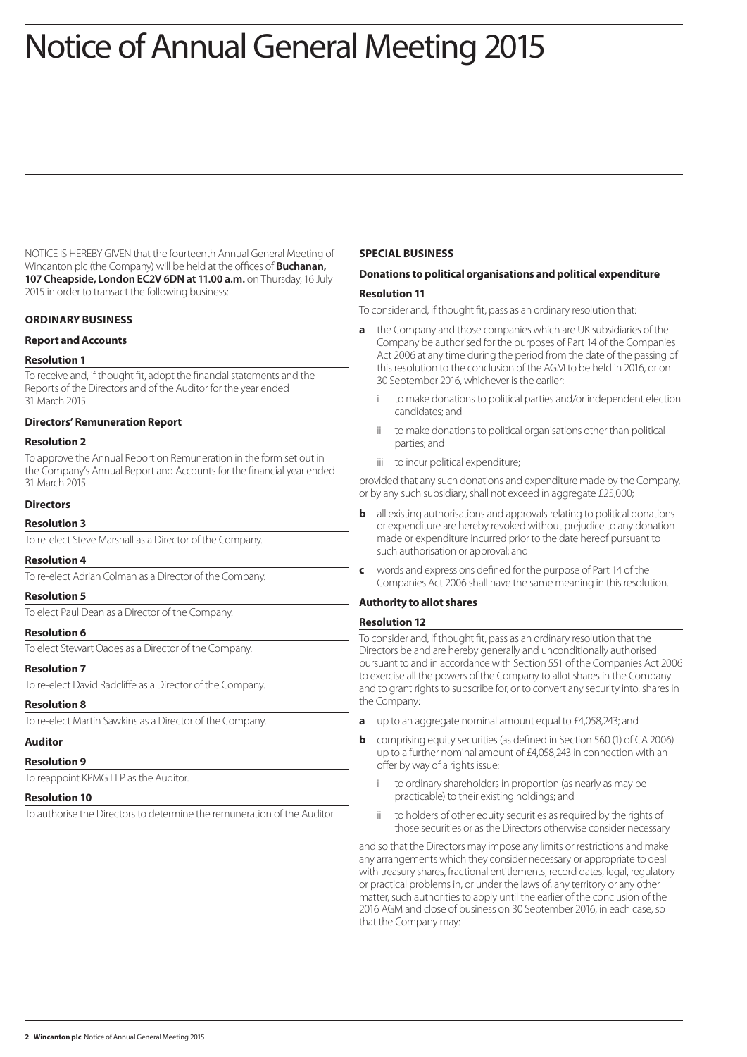# Notice of Annual General Meeting 2015

NOTICE IS HEREBY GIVEN that the fourteenth Annual General Meeting of Wincanton plc (the Company) will be held at the offices of **Buchanan, 107 Cheapside, London EC2V 6DN at 11.00 a.m.** on Thursday, 16 July 2015 in order to transact the following business:

## ORDINARY BUSINESS

### Report and Accounts

#### Resolution 1

To receive and, if thought fit, adopt the financial statements and the Reports of the Directors and of the Auditor for the year ended 31 March 2015.

### Directors' Remuneration Report

#### Resolution 2

To approve the Annual Report on Remuneration in the form set out in the Company's Annual Report and Accounts for the financial year ended 31 March 2015.

### Directors

#### Resolution 3

To re-elect Steve Marshall as a Director of the Company.

#### Resolution 4

To re-elect Adrian Colman as a Director of the Company.

#### Resolution 5

To elect Paul Dean as a Director of the Company.

#### Resolution 6

To elect Stewart Oades as a Director of the Company.

#### Resolution 7

To re-elect David Radcliffe as a Director of the Company.

#### Resolution 8

To re-elect Martin Sawkins as a Director of the Company.

### Auditor

#### Resolution 9

To reappoint KPMG LLP as the Auditor.

#### Resolution 10

To authorise the Directors to determine the remuneration of the Auditor.

## SPECIAL BUSINESS

### Donations to political organisations and political expenditure

#### Resolution 11

To consider and, if thought fit, pass as an ordinary resolution that:

- **a** the Company and those companies which are UK subsidiaries of the Company be authorised for the purposes of Part 14 of the Companies Act 2006 at any time during the period from the date of the passing of this resolution to the conclusion of the AGM to be held in 2016, or on 30 September 2016, whichever is the earlier:
  - i to make donations to political parties and/or independent election candidates; and
  - ii to make donations to political organisations other than political parties; and
  - iii to incur political expenditure;

provided that any such donations and expenditure made by the Company, or by any such subsidiary, shall not exceed in aggregate £25,000;

- **b** all existing authorisations and approvals relating to political donations or expenditure are hereby revoked without prejudice to any donation made or expenditure incurred prior to the date hereof pursuant to such authorisation or approval; and
- **c** words and expressions defined for the purpose of Part 14 of the Companies Act 2006 shall have the same meaning in this resolution.

### Authority to allot shares

#### Resolution 12

To consider and, if thought fit, pass as an ordinary resolution that the Directors be and are hereby generally and unconditionally authorised pursuant to and in accordance with Section 551 of the Companies Act 2006 to exercise all the powers of the Company to allot shares in the Company and to grant rights to subscribe for, or to convert any security into, shares in the Company:

- **a** up to an aggregate nominal amount equal to £4,058,243; and
- **b** comprising equity securities (as defined in Section 560 (1) of CA 2006) up to a further nominal amount of £4,058,243 in connection with an offer by way of a rights issue:
  - i to ordinary shareholders in proportion (as nearly as may be practicable) to their existing holdings; and
  - ii to holders of other equity securities as required by the rights of those securities or as the Directors otherwise consider necessary

and so that the Directors may impose any limits or restrictions and make any arrangements which they consider necessary or appropriate to deal with treasury shares, fractional entitlements, record dates, legal, regulatory or practical problems in, or under the laws of, any territory or any other matter, such authorities to apply until the earlier of the conclusion of the 2016 AGM and close of business on 30 September 2016, in each case, so that the Company may: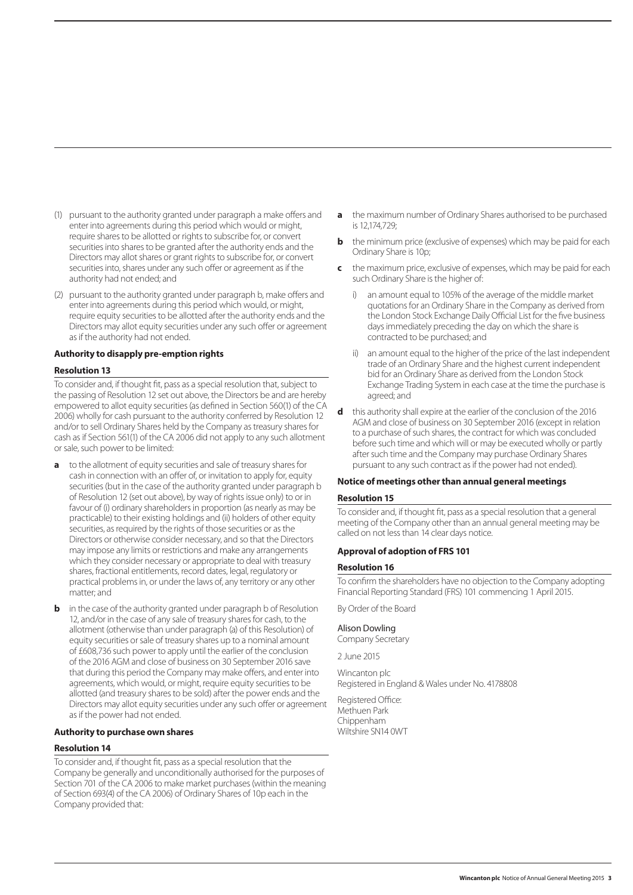(1) pursuant to the authority granted under paragraph a make offers and enter into agreements during this period which would or might, require shares to be allotted or rights to subscribe for, or convert securities into shares to be granted after the authority ends and the Directors may allot shares or grant rights to subscribe for, or convert securities into, shares under any such offer or agreement as if the authority had not ended; and

(2) pursuant to the authority granted under paragraph b, make offers and enter into agreements during this period which would, or might, require equity securities to be allotted after the authority ends and the Directors may allot equity securities under any such offer or agreement as if the authority had not ended.

**Authority to disapply pre-emption rights**

**Resolution 13**

To consider and, if thought fit, pass as a special resolution that, subject to the passing of Resolution 12 set out above, the Directors be and are hereby empowered to allot equity securities (as defined in Section 560(1) of the CA 2006) wholly for cash pursuant to the authority conferred by Resolution 12 and/or to sell Ordinary Shares held by the Company as treasury shares for cash as if Section 561(1) of the CA 2006 did not apply to any such allotment or sale, such power to be limited:

**a** to the allotment of equity securities and sale of treasury shares for cash in connection with an offer of, or invitation to apply for, equity securities (but in the case of the authority granted under paragraph b of Resolution 12 (set out above), by way of rights issue only) to or in favour of (i) ordinary shareholders in proportion (as nearly as may be practicable) to their existing holdings and (ii) holders of other equity securities, as required by the rights of those securities or as the Directors or otherwise consider necessary, and so that the Directors may impose any limits or restrictions and make any arrangements which they consider necessary or appropriate to deal with treasury shares, fractional entitlements, record dates, legal, regulatory or practical problems in, or under the laws of, any territory or any other matter; and

**b** in the case of the authority granted under paragraph b of Resolution 12, and/or in the case of any sale of treasury shares for cash, to the allotment (otherwise than under paragraph (a) of this Resolution) of equity securities or sale of treasury shares up to a nominal amount of £608,736 such power to apply until the earlier of the conclusion of the 2016 AGM and close of business on 30 September 2016 save that during this period the Company may make offers, and enter into agreements, which would, or might, require equity securities to be allotted (and treasury shares to be sold) after the power ends and the Directors may allot equity securities under any such offer or agreement as if the power had not ended.

**Authority to purchase own shares**

**Resolution 14**

To consider and, if thought fit, pass as a special resolution that the Company be generally and unconditionally authorised for the purposes of Section 701 of the CA 2006 to make market purchases (within the meaning of Section 693(4) of the CA 2006) of Ordinary Shares of 10p each in the Company provided that:

**a** the maximum number of Ordinary Shares authorised to be purchased is 12,174,729;

**b** the minimum price (exclusive of expenses) which may be paid for each Ordinary Share is 10p;

**c** the maximum price, exclusive of expenses, which may be paid for each such Ordinary Share is the higher of:

i) an amount equal to 105% of the average of the middle market quotations for an Ordinary Share in the Company as derived from the London Stock Exchange Daily Official List for the five business days immediately preceding the day on which the share is contracted to be purchased; and

ii) an amount equal to the higher of the price of the last independent trade of an Ordinary Share and the highest current independent bid for an Ordinary Share as derived from the London Stock Exchange Trading System in each case at the time the purchase is agreed; and

**d** this authority shall expire at the earlier of the conclusion of the 2016 AGM and close of business on 30 September 2016 (except in relation to a purchase of such shares, the contract for which was concluded before such time and which will or may be executed wholly or partly after such time and the Company may purchase Ordinary Shares pursuant to any such contract as if the power had not ended).

**Notice of meetings other than annual general meetings**

**Resolution 15**

To consider and, if thought fit, pass as a special resolution that a general meeting of the Company other than an annual general meeting may be called on not less than 14 clear days notice.

**Approval of adoption of FRS 101**

**Resolution 16**

To confirm the shareholders have no objection to the Company adopting Financial Reporting Standard (FRS) 101 commencing 1 April 2015.

By Order of the Board

Alison Dowling
Company Secretary

2 June 2015

Wincanton plc
Registered in England & Wales under No. 4178808

Registered Office:
Methuen Park
Chippenham
Wiltshire SN14 0WT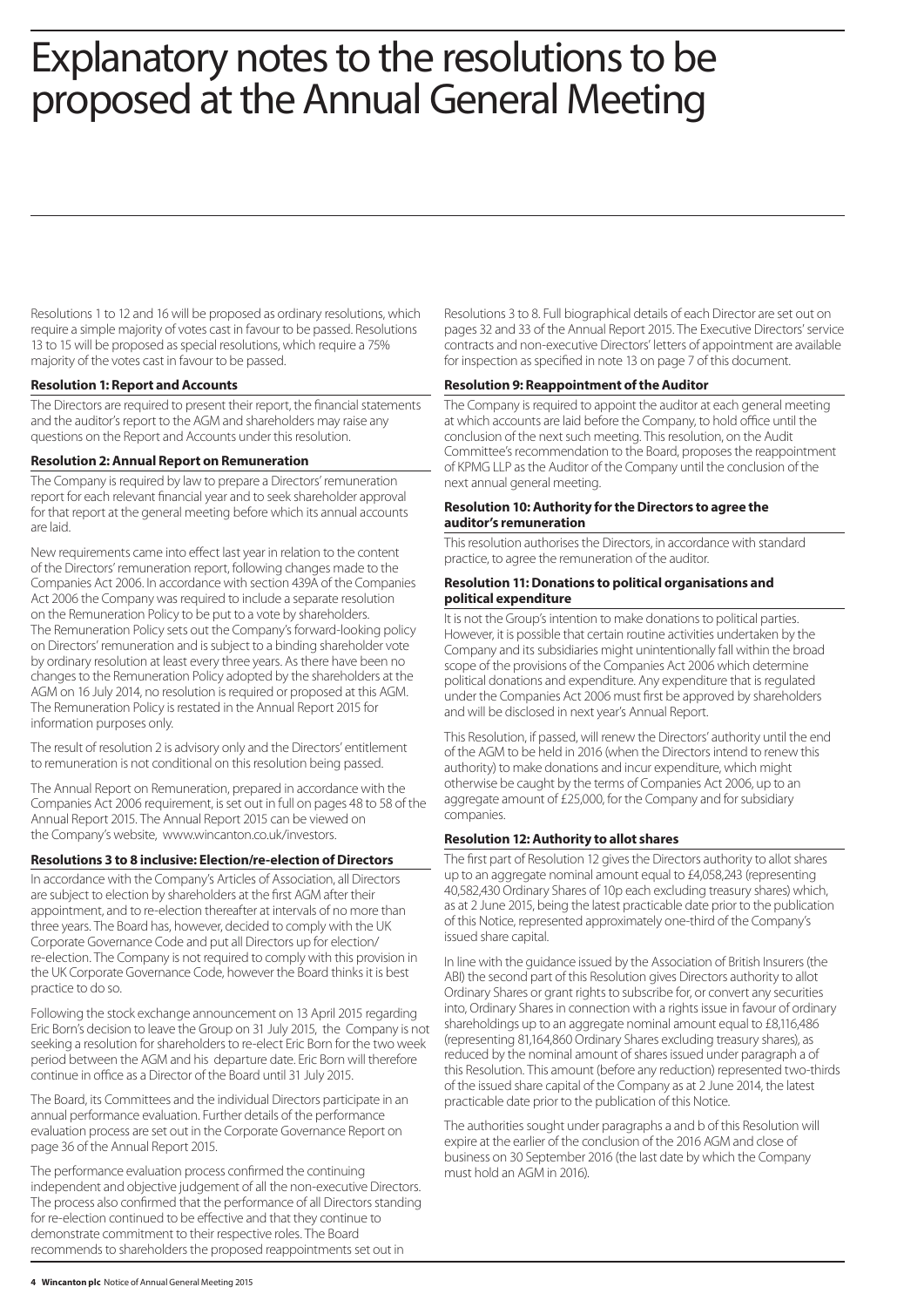# Explanatory notes to the resolutions to be proposed at the Annual General Meeting

Resolutions 1 to 12 and 16 will be proposed as ordinary resolutions, which require a simple majority of votes cast in favour to be passed. Resolutions 13 to 15 will be proposed as special resolutions, which require a 75% majority of the votes cast in favour to be passed.

### Resolution 1: Report and Accounts

The Directors are required to present their report, the financial statements and the auditor's report to the AGM and shareholders may raise any questions on the Report and Accounts under this resolution.

### Resolution 2: Annual Report on Remuneration

The Company is required by law to prepare a Directors' remuneration report for each relevant financial year and to seek shareholder approval for that report at the general meeting before which its annual accounts are laid.

New requirements came into effect last year in relation to the content of the Directors' remuneration report, following changes made to the Companies Act 2006. In accordance with section 439A of the Companies Act 2006 the Company was required to include a separate resolution on the Remuneration Policy to be put to a vote by shareholders. The Remuneration Policy sets out the Company's forward-looking policy on Directors' remuneration and is subject to a binding shareholder vote by ordinary resolution at least every three years. As there have been no changes to the Remuneration Policy adopted by the shareholders at the AGM on 16 July 2014, no resolution is required or proposed at this AGM. The Remuneration Policy is restated in the Annual Report 2015 for information purposes only.

The result of resolution 2 is advisory only and the Directors' entitlement to remuneration is not conditional on this resolution being passed.

The Annual Report on Remuneration, prepared in accordance with the Companies Act 2006 requirement, is set out in full on pages 48 to 58 of the Annual Report 2015. The Annual Report 2015 can be viewed on the Company's website, www.wincanton.co.uk/investors.

### Resolutions 3 to 8 inclusive: Election/re-election of Directors

In accordance with the Company's Articles of Association, all Directors are subject to election by shareholders at the first AGM after their appointment, and to re-election thereafter at intervals of no more than three years. The Board has, however, decided to comply with the UK Corporate Governance Code and put all Directors up for election/re-election. The Company is not required to comply with this provision in the UK Corporate Governance Code, however the Board thinks it is best practice to do so.

Following the stock exchange announcement on 13 April 2015 regarding Eric Born's decision to leave the Group on 31 July 2015, the Company is not seeking a resolution for shareholders to re-elect Eric Born for the two week period between the AGM and his departure date. Eric Born will therefore continue in office as a Director of the Board until 31 July 2015.

The Board, its Committees and the individual Directors participate in an annual performance evaluation. Further details of the performance evaluation process are set out in the Corporate Governance Report on page 36 of the Annual Report 2015.

The performance evaluation process confirmed the continuing independent and objective judgement of all the non-executive Directors. The process also confirmed that the performance of all Directors standing for re-election continued to be effective and that they continue to demonstrate commitment to their respective roles. The Board recommends to shareholders the proposed reappointments set out in Resolutions 3 to 8. Full biographical details of each Director are set out on pages 32 and 33 of the Annual Report 2015. The Executive Directors' service contracts and non-executive Directors' letters of appointment are available for inspection as specified in note 13 on page 7 of this document.

### Resolution 9: Reappointment of the Auditor

The Company is required to appoint the auditor at each general meeting at which accounts are laid before the Company, to hold office until the conclusion of the next such meeting. This resolution, on the Audit Committee's recommendation to the Board, proposes the reappointment of KPMG LLP as the Auditor of the Company until the conclusion of the next annual general meeting.

### Resolution 10: Authority for the Directors to agree the auditor's remuneration

This resolution authorises the Directors, in accordance with standard practice, to agree the remuneration of the auditor.

### Resolution 11: Donations to political organisations and political expenditure

It is not the Group's intention to make donations to political parties. However, it is possible that certain routine activities undertaken by the Company and its subsidiaries might unintentionally fall within the broad scope of the provisions of the Companies Act 2006 which determine political donations and expenditure. Any expenditure that is regulated under the Companies Act 2006 must first be approved by shareholders and will be disclosed in next year's Annual Report.

This Resolution, if passed, will renew the Directors' authority until the end of the AGM to be held in 2016 (when the Directors intend to renew this authority) to make donations and incur expenditure, which might otherwise be caught by the terms of Companies Act 2006, up to an aggregate amount of £25,000, for the Company and for subsidiary companies.

### Resolution 12: Authority to allot shares

The first part of Resolution 12 gives the Directors authority to allot shares up to an aggregate nominal amount equal to £4,058,243 (representing 40,582,430 Ordinary Shares of 10p each excluding treasury shares) which, as at 2 June 2015, being the latest practicable date prior to the publication of this Notice, represented approximately one-third of the Company's issued share capital.

In line with the guidance issued by the Association of British Insurers (the ABI) the second part of this Resolution gives Directors authority to allot Ordinary Shares or grant rights to subscribe for, or convert any securities into, Ordinary Shares in connection with a rights issue in favour of ordinary shareholdings up to an aggregate nominal amount equal to £8,116,486 (representing 81,164,860 Ordinary Shares excluding treasury shares), as reduced by the nominal amount of shares issued under paragraph a of this Resolution. This amount (before any reduction) represented two-thirds of the issued share capital of the Company as at 2 June 2014, the latest practicable date prior to the publication of this Notice.

The authorities sought under paragraphs a and b of this Resolution will expire at the earlier of the conclusion of the 2016 AGM and close of business on 30 September 2016 (the last date by which the Company must hold an AGM in 2016).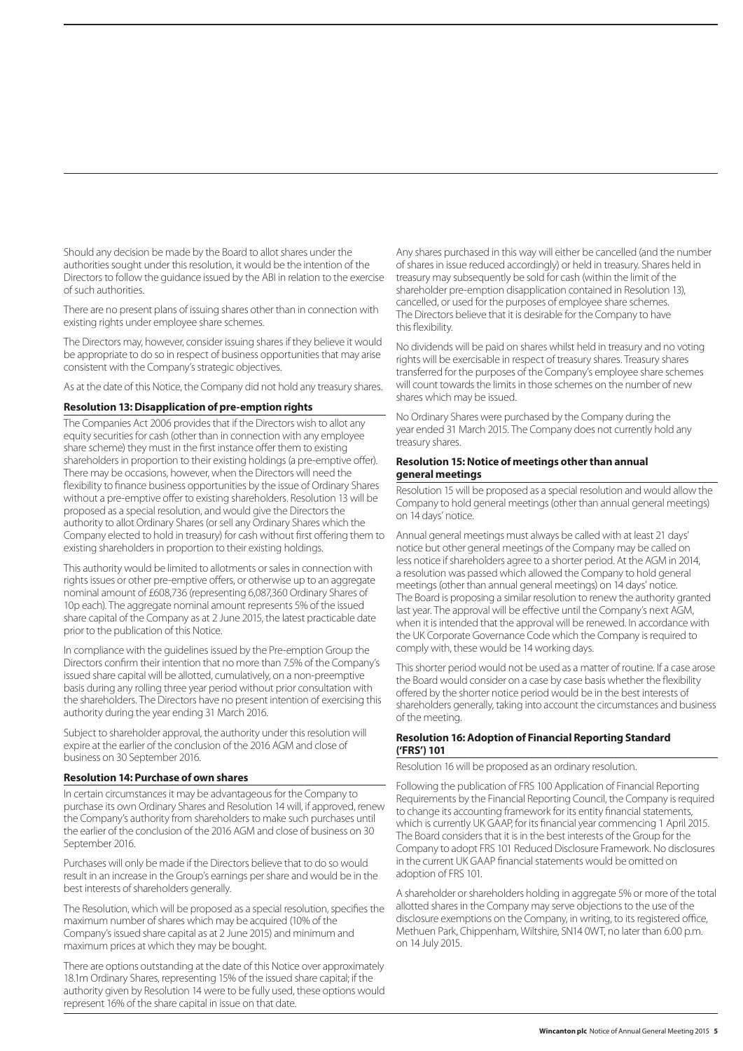Should any decision be made by the Board to allot shares under the authorities sought under this resolution, it would be the intention of the Directors to follow the guidance issued by the ABI in relation to the exercise of such authorities.

There are no present plans of issuing shares other than in connection with existing rights under employee share schemes.

The Directors may, however, consider issuing shares if they believe it would be appropriate to do so in respect of business opportunities that may arise consistent with the Company's strategic objectives.

As at the date of this Notice, the Company did not hold any treasury shares.

### Resolution 13: Disapplication of pre-emption rights

The Companies Act 2006 provides that if the Directors wish to allot any equity securities for cash (other than in connection with any employee share scheme) they must in the first instance offer them to existing shareholders in proportion to their existing holdings (a pre-emptive offer). There may be occasions, however, when the Directors will need the flexibility to finance business opportunities by the issue of Ordinary Shares without a pre-emptive offer to existing shareholders. Resolution 13 will be proposed as a special resolution, and would give the Directors the authority to allot Ordinary Shares (or sell any Ordinary Shares which the Company elected to hold in treasury) for cash without first offering them to existing shareholders in proportion to their existing holdings.

This authority would be limited to allotments or sales in connection with rights issues or other pre-emptive offers, or otherwise up to an aggregate nominal amount of £608,736 (representing 6,087,360 Ordinary Shares of 10p each). The aggregate nominal amount represents 5% of the issued share capital of the Company as at 2 June 2015, the latest practicable date prior to the publication of this Notice.

In compliance with the guidelines issued by the Pre-emption Group the Directors confirm their intention that no more than 7.5% of the Company's issued share capital will be allotted, cumulatively, on a non-preemptive basis during any rolling three year period without prior consultation with the shareholders. The Directors have no present intention of exercising this authority during the year ending 31 March 2016.

Subject to shareholder approval, the authority under this resolution will expire at the earlier of the conclusion of the 2016 AGM and close of business on 30 September 2016.

### Resolution 14: Purchase of own shares

In certain circumstances it may be advantageous for the Company to purchase its own Ordinary Shares and Resolution 14 will, if approved, renew the Company's authority from shareholders to make such purchases until the earlier of the conclusion of the 2016 AGM and close of business on 30 September 2016.

Purchases will only be made if the Directors believe that to do so would result in an increase in the Group's earnings per share and would be in the best interests of shareholders generally.

The Resolution, which will be proposed as a special resolution, specifies the maximum number of shares which may be acquired (10% of the Company's issued share capital as at 2 June 2015) and minimum and maximum prices at which they may be bought.

There are options outstanding at the date of this Notice over approximately 18.1m Ordinary Shares, representing 15% of the issued share capital; if the authority given by Resolution 14 were to be fully used, these options would represent 16% of the share capital in issue on that date.

Any shares purchased in this way will either be cancelled (and the number of shares in issue reduced accordingly) or held in treasury. Shares held in treasury may subsequently be sold for cash (within the limit of the shareholder pre-emption disapplication contained in Resolution 13), cancelled, or used for the purposes of employee share schemes. The Directors believe that it is desirable for the Company to have this flexibility.

No dividends will be paid on shares whilst held in treasury and no voting rights will be exercisable in respect of treasury shares. Treasury shares transferred for the purposes of the Company's employee share schemes will count towards the limits in those schemes on the number of new shares which may be issued.

No Ordinary Shares were purchased by the Company during the year ended 31 March 2015. The Company does not currently hold any treasury shares.

### Resolution 15: Notice of meetings other than annual general meetings

Resolution 15 will be proposed as a special resolution and would allow the Company to hold general meetings (other than annual general meetings) on 14 days' notice.

Annual general meetings must always be called with at least 21 days' notice but other general meetings of the Company may be called on less notice if shareholders agree to a shorter period. At the AGM in 2014, a resolution was passed which allowed the Company to hold general meetings (other than annual general meetings) on 14 days' notice. The Board is proposing a similar resolution to renew the authority granted last year. The approval will be effective until the Company's next AGM, when it is intended that the approval will be renewed. In accordance with the UK Corporate Governance Code which the Company is required to comply with, these would be 14 working days.

This shorter period would not be used as a matter of routine. If a case arose the Board would consider on a case by case basis whether the flexibility offered by the shorter notice period would be in the best interests of shareholders generally, taking into account the circumstances and business of the meeting.

### Resolution 16: Adoption of Financial Reporting Standard ('FRS') 101

Resolution 16 will be proposed as an ordinary resolution.

Following the publication of FRS 100 Application of Financial Reporting Requirements by the Financial Reporting Council, the Company is required to change its accounting framework for its entity financial statements, which is currently UK GAAP, for its financial year commencing 1 April 2015. The Board considers that it is in the best interests of the Group for the Company to adopt FRS 101 Reduced Disclosure Framework. No disclosures in the current UK GAAP financial statements would be omitted on adoption of FRS 101.

A shareholder or shareholders holding in aggregate 5% or more of the total allotted shares in the Company may serve objections to the use of the disclosure exemptions on the Company, in writing, to its registered office, Methuen Park, Chippenham, Wiltshire, SN14 0WT, no later than 6.00 p.m. on 14 July 2015.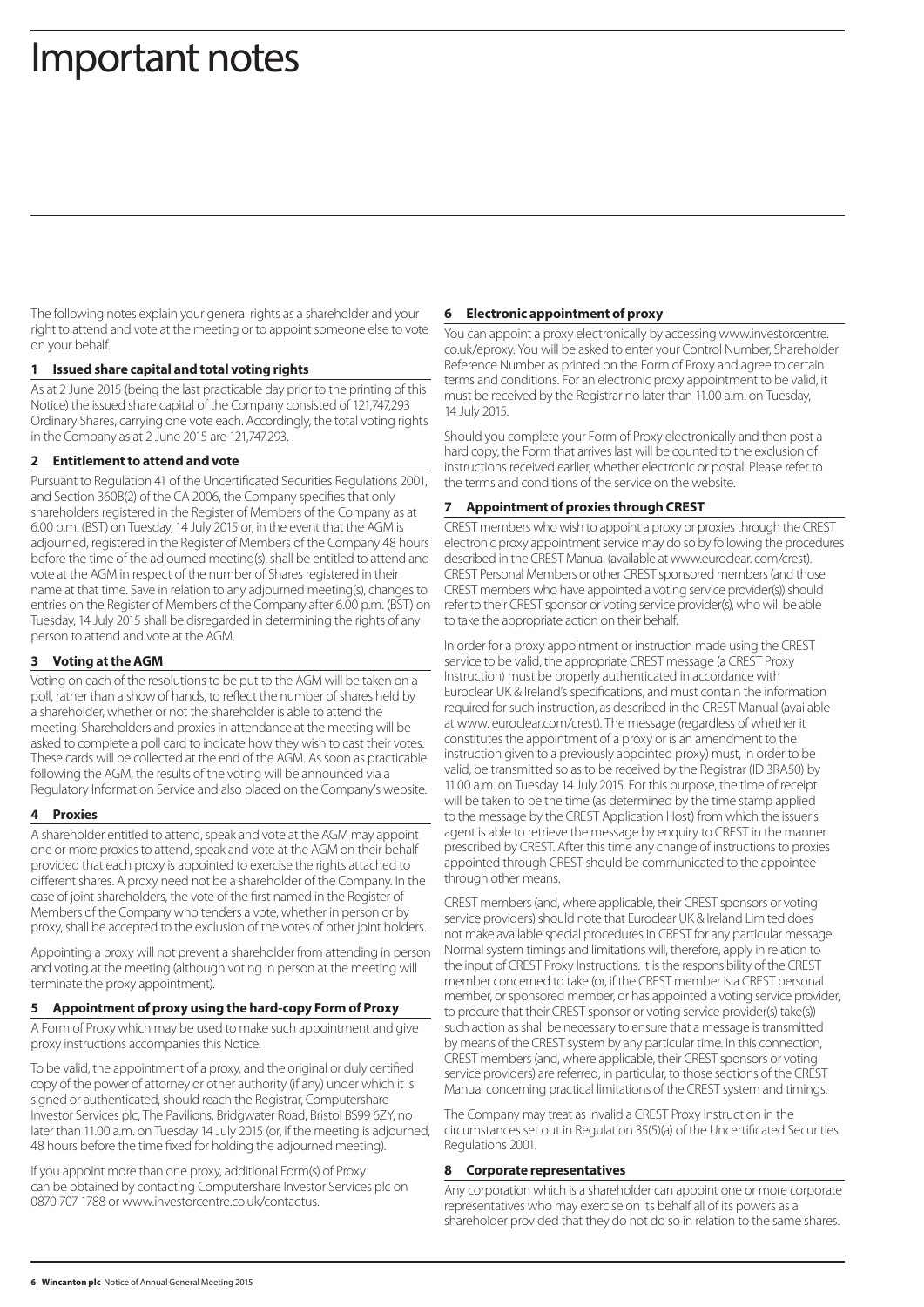# Important notes

The following notes explain your general rights as a shareholder and your right to attend and vote at the meeting or to appoint someone else to vote on your behalf.

## 1 Issued share capital and total voting rights

As at 2 June 2015 (being the last practicable day prior to the printing of this Notice) the issued share capital of the Company consisted of 121,747,293 Ordinary Shares, carrying one vote each. Accordingly, the total voting rights in the Company as at 2 June 2015 are 121,747,293.

## 2 Entitlement to attend and vote

Pursuant to Regulation 41 of the Uncertificated Securities Regulations 2001, and Section 360B(2) of the CA 2006, the Company specifies that only shareholders registered in the Register of Members of the Company as at 6.00 p.m. (BST) on Tuesday, 14 July 2015 or, in the event that the AGM is adjourned, registered in the Register of Members of the Company 48 hours before the time of the adjourned meeting(s), shall be entitled to attend and vote at the AGM in respect of the number of Shares registered in their name at that time. Save in relation to any adjourned meeting(s), changes to entries on the Register of Members of the Company after 6.00 p.m. (BST) on Tuesday, 14 July 2015 shall be disregarded in determining the rights of any person to attend and vote at the AGM.

## 3 Voting at the AGM

Voting on each of the resolutions to be put to the AGM will be taken on a poll, rather than a show of hands, to reflect the number of shares held by a shareholder, whether or not the shareholder is able to attend the meeting. Shareholders and proxies in attendance at the meeting will be asked to complete a poll card to indicate how they wish to cast their votes. These cards will be collected at the end of the AGM. As soon as practicable following the AGM, the results of the voting will be announced via a Regulatory Information Service and also placed on the Company's website.

## 4 Proxies

A shareholder entitled to attend, speak and vote at the AGM may appoint one or more proxies to attend, speak and vote at the AGM on their behalf provided that each proxy is appointed to exercise the rights attached to different shares. A proxy need not be a shareholder of the Company. In the case of joint shareholders, the vote of the first named in the Register of Members of the Company who tenders a vote, whether in person or by proxy, shall be accepted to the exclusion of the votes of other joint holders.

Appointing a proxy will not prevent a shareholder from attending in person and voting at the meeting (although voting in person at the meeting will terminate the proxy appointment).

## 5 Appointment of proxy using the hard-copy Form of Proxy

A Form of Proxy which may be used to make such appointment and give proxy instructions accompanies this Notice.

To be valid, the appointment of a proxy, and the original or duly certified copy of the power of attorney or other authority (if any) under which it is signed or authenticated, should reach the Registrar, Computershare Investor Services plc, The Pavilions, Bridgwater Road, Bristol BS99 6ZY, no later than 11.00 a.m. on Tuesday 14 July 2015 (or, if the meeting is adjourned, 48 hours before the time fixed for holding the adjourned meeting).

If you appoint more than one proxy, additional Form(s) of Proxy can be obtained by contacting Computershare Investor Services plc on 0870 707 1788 or www.investorcentre.co.uk/contactus.

## 6 Electronic appointment of proxy

You can appoint a proxy electronically by accessing www.investorcentre.co.uk/eproxy. You will be asked to enter your Control Number, Shareholder Reference Number as printed on the Form of Proxy and agree to certain terms and conditions. For an electronic proxy appointment to be valid, it must be received by the Registrar no later than 11.00 a.m. on Tuesday, 14 July 2015.

Should you complete your Form of Proxy electronically and then post a hard copy, the Form that arrives last will be counted to the exclusion of instructions received earlier, whether electronic or postal. Please refer to the terms and conditions of the service on the website.

## 7 Appointment of proxies through CREST

CREST members who wish to appoint a proxy or proxies through the CREST electronic proxy appointment service may do so by following the procedures described in the CREST Manual (available at www.euroclear. com/crest). CREST Personal Members or other CREST sponsored members (and those CREST members who have appointed a voting service provider(s)) should refer to their CREST sponsor or voting service provider(s), who will be able to take the appropriate action on their behalf.

In order for a proxy appointment or instruction made using the CREST service to be valid, the appropriate CREST message (a CREST Proxy Instruction) must be properly authenticated in accordance with Euroclear UK & Ireland's specifications, and must contain the information required for such instruction, as described in the CREST Manual (available at www. euroclear.com/crest). The message (regardless of whether it constitutes the appointment of a proxy or is an amendment to the instruction given to a previously appointed proxy) must, in order to be valid, be transmitted so as to be received by the Registrar (ID 3RA50) by 11.00 a.m. on Tuesday 14 July 2015. For this purpose, the time of receipt will be taken to be the time (as determined by the time stamp applied to the message by the CREST Application Host) from which the issuer's agent is able to retrieve the message by enquiry to CREST in the manner prescribed by CREST. After this time any change of instructions to proxies appointed through CREST should be communicated to the appointee through other means.

CREST members (and, where applicable, their CREST sponsors or voting service providers) should note that Euroclear UK & Ireland Limited does not make available special procedures in CREST for any particular message. Normal system timings and limitations will, therefore, apply in relation to the input of CREST Proxy Instructions. It is the responsibility of the CREST member concerned to take (or, if the CREST member is a CREST personal member, or sponsored member, or has appointed a voting service provider, to procure that their CREST sponsor or voting service provider(s) take(s)) such action as shall be necessary to ensure that a message is transmitted by means of the CREST system by any particular time. In this connection, CREST members (and, where applicable, their CREST sponsors or voting service providers) are referred, in particular, to those sections of the CREST Manual concerning practical limitations of the CREST system and timings.

The Company may treat as invalid a CREST Proxy Instruction in the circumstances set out in Regulation 35(5)(a) of the Uncertificated Securities Regulations 2001.

## 8 Corporate representatives

Any corporation which is a shareholder can appoint one or more corporate representatives who may exercise on its behalf all of its powers as a shareholder provided that they do not do so in relation to the same shares.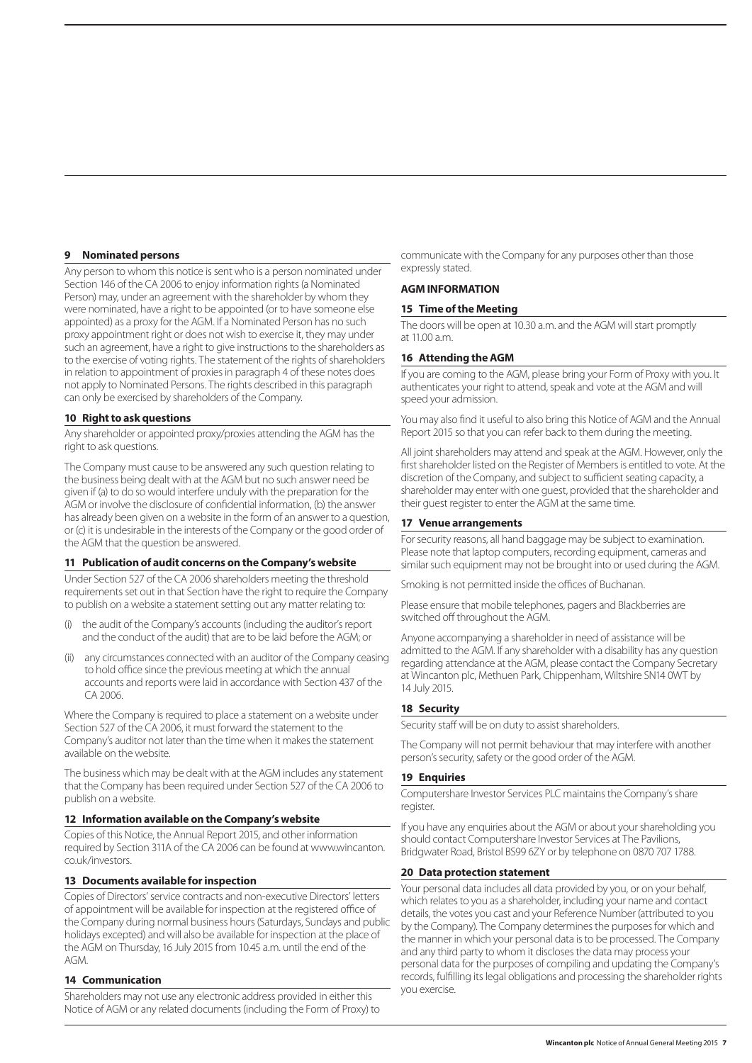### 9 Nominated persons

Any person to whom this notice is sent who is a person nominated under Section 146 of the CA 2006 to enjoy information rights (a Nominated Person) may, under an agreement with the shareholder by whom they were nominated, have a right to be appointed (or to have someone else appointed) as a proxy for the AGM. If a Nominated Person has no such proxy appointment right or does not wish to exercise it, they may under such an agreement, have a right to give instructions to the shareholders as to the exercise of voting rights. The statement of the rights of shareholders in relation to appointment of proxies in paragraph 4 of these notes does not apply to Nominated Persons. The rights described in this paragraph can only be exercised by shareholders of the Company.

### 10 Right to ask questions

Any shareholder or appointed proxy/proxies attending the AGM has the right to ask questions.

The Company must cause to be answered any such question relating to the business being dealt with at the AGM but no such answer need be given if (a) to do so would interfere unduly with the preparation for the AGM or involve the disclosure of confidential information, (b) the answer has already been given on a website in the form of an answer to a question, or (c) it is undesirable in the interests of the Company or the good order of the AGM that the question be answered.

### 11 Publication of audit concerns on the Company's website

Under Section 527 of the CA 2006 shareholders meeting the threshold requirements set out in that Section have the right to require the Company to publish on a website a statement setting out any matter relating to:

(i) the audit of the Company's accounts (including the auditor's report and the conduct of the audit) that are to be laid before the AGM; or

(ii) any circumstances connected with an auditor of the Company ceasing to hold office since the previous meeting at which the annual accounts and reports were laid in accordance with Section 437 of the CA 2006.

Where the Company is required to place a statement on a website under Section 527 of the CA 2006, it must forward the statement to the Company's auditor not later than the time when it makes the statement available on the website.

The business which may be dealt with at the AGM includes any statement that the Company has been required under Section 527 of the CA 2006 to publish on a website.

### 12 Information available on the Company's website

Copies of this Notice, the Annual Report 2015, and other information required by Section 311A of the CA 2006 can be found at www.wincanton.co.uk/investors.

### 13 Documents available for inspection

Copies of Directors' service contracts and non-executive Directors' letters of appointment will be available for inspection at the registered office of the Company during normal business hours (Saturdays, Sundays and public holidays excepted) and will also be available for inspection at the place of the AGM on Thursday, 16 July 2015 from 10.45 a.m. until the end of the AGM.

### 14 Communication

Shareholders may not use any electronic address provided in either this Notice of AGM or any related documents (including the Form of Proxy) to communicate with the Company for any purposes other than those expressly stated.

## AGM INFORMATION

### 15 Time of the Meeting

The doors will be open at 10.30 a.m. and the AGM will start promptly at 11.00 a.m.

### 16 Attending the AGM

If you are coming to the AGM, please bring your Form of Proxy with you. It authenticates your right to attend, speak and vote at the AGM and will speed your admission.

You may also find it useful to also bring this Notice of AGM and the Annual Report 2015 so that you can refer back to them during the meeting.

All joint shareholders may attend and speak at the AGM. However, only the first shareholder listed on the Register of Members is entitled to vote. At the discretion of the Company, and subject to sufficient seating capacity, a shareholder may enter with one guest, provided that the shareholder and their guest register to enter the AGM at the same time.

### 17 Venue arrangements

For security reasons, all hand baggage may be subject to examination. Please note that laptop computers, recording equipment, cameras and similar such equipment may not be brought into or used during the AGM.

Smoking is not permitted inside the offices of Buchanan.

Please ensure that mobile telephones, pagers and Blackberries are switched off throughout the AGM.

Anyone accompanying a shareholder in need of assistance will be admitted to the AGM. If any shareholder with a disability has any question regarding attendance at the AGM, please contact the Company Secretary at Wincanton plc, Methuen Park, Chippenham, Wiltshire SN14 0WT by 14 July 2015.

### 18 Security

Security staff will be on duty to assist shareholders.

The Company will not permit behaviour that may interfere with another person's security, safety or the good order of the AGM.

### 19 Enquiries

Computershare Investor Services PLC maintains the Company's share register.

If you have any enquiries about the AGM or about your shareholding you should contact Computershare Investor Services at The Pavilions, Bridgwater Road, Bristol BS99 6ZY or by telephone on 0870 707 1788.

### 20 Data protection statement

Your personal data includes all data provided by you, or on your behalf, which relates to you as a shareholder, including your name and contact details, the votes you cast and your Reference Number (attributed to you by the Company). The Company determines the purposes for which and the manner in which your personal data is to be processed. The Company and any third party to whom it discloses the data may process your personal data for the purposes of compiling and updating the Company's records, fulfilling its legal obligations and processing the shareholder rights you exercise.